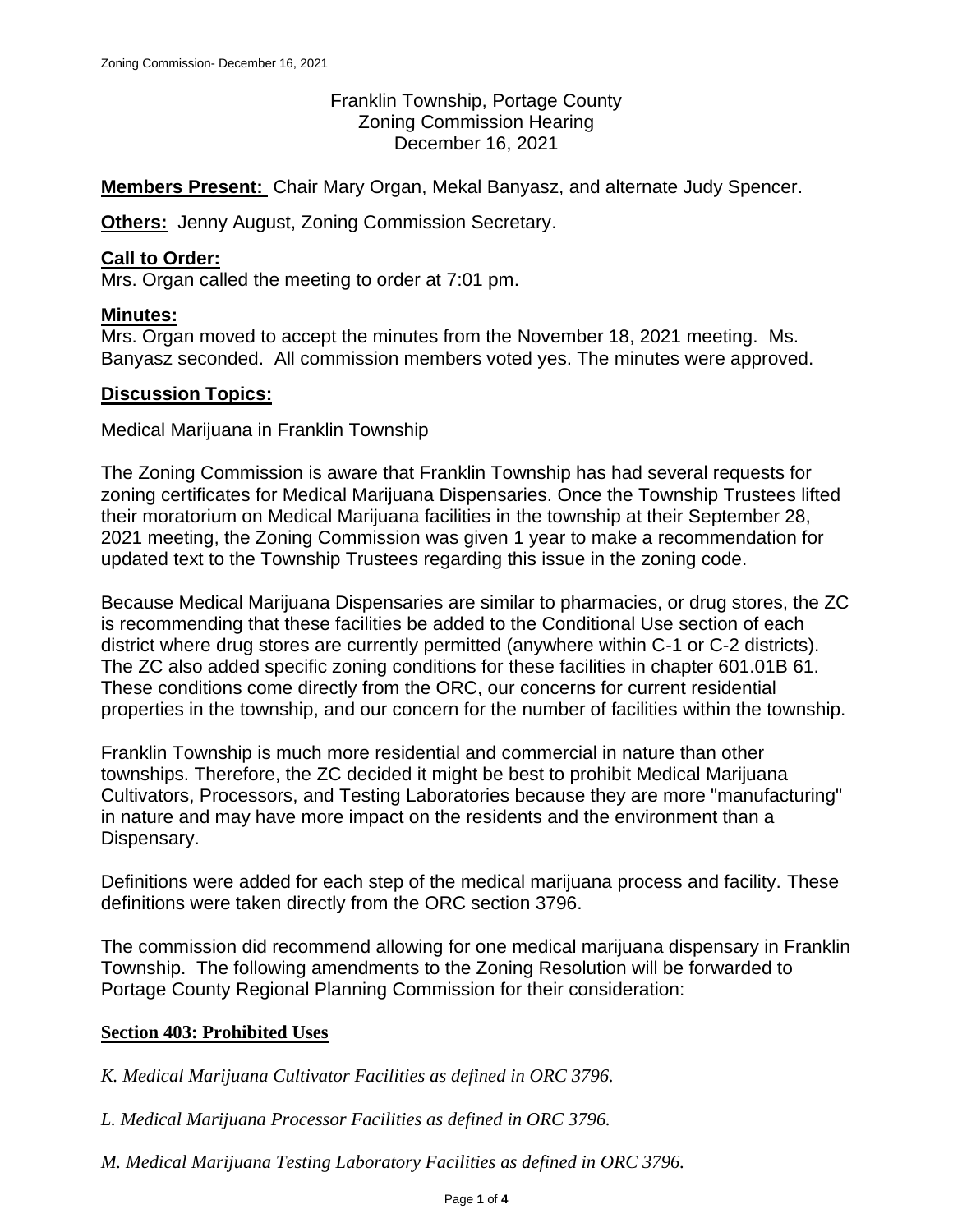Franklin Township, Portage County
Zoning Commission Hearing
December 16, 2021

**Members Present:** Chair Mary Organ, Mekal Banyasz, and alternate Judy Spencer.

**Others:** Jenny August, Zoning Commission Secretary.

**Call to Order:**
Mrs. Organ called the meeting to order at 7:01 pm.

**Minutes:**
Mrs. Organ moved to accept the minutes from the November 18, 2021 meeting. Ms. Banyasz seconded. All commission members voted yes. The minutes were approved.

**Discussion Topics:**

Medical Marijuana in Franklin Township

The Zoning Commission is aware that Franklin Township has had several requests for zoning certificates for Medical Marijuana Dispensaries. Once the Township Trustees lifted their moratorium on Medical Marijuana facilities in the township at their September 28, 2021 meeting, the Zoning Commission was given 1 year to make a recommendation for updated text to the Township Trustees regarding this issue in the zoning code.

Because Medical Marijuana Dispensaries are similar to pharmacies, or drug stores, the ZC is recommending that these facilities be added to the Conditional Use section of each district where drug stores are currently permitted (anywhere within C-1 or C-2 districts). The ZC also added specific zoning conditions for these facilities in chapter 601.01B 61. These conditions come directly from the ORC, our concerns for current residential properties in the township, and our concern for the number of facilities within the township.

Franklin Township is much more residential and commercial in nature than other townships. Therefore, the ZC decided it might be best to prohibit Medical Marijuana Cultivators, Processors, and Testing Laboratories because they are more "manufacturing" in nature and may have more impact on the residents and the environment than a Dispensary.

Definitions were added for each step of the medical marijuana process and facility. These definitions were taken directly from the ORC section 3796.

The commission did recommend allowing for one medical marijuana dispensary in Franklin Township. The following amendments to the Zoning Resolution will be forwarded to Portage County Regional Planning Commission for their consideration:

**Section 403: Prohibited Uses**

*K. Medical Marijuana Cultivator Facilities as defined in ORC 3796.*

*L. Medical Marijuana Processor Facilities as defined in ORC 3796.*

*M. Medical Marijuana Testing Laboratory Facilities as defined in ORC 3796.*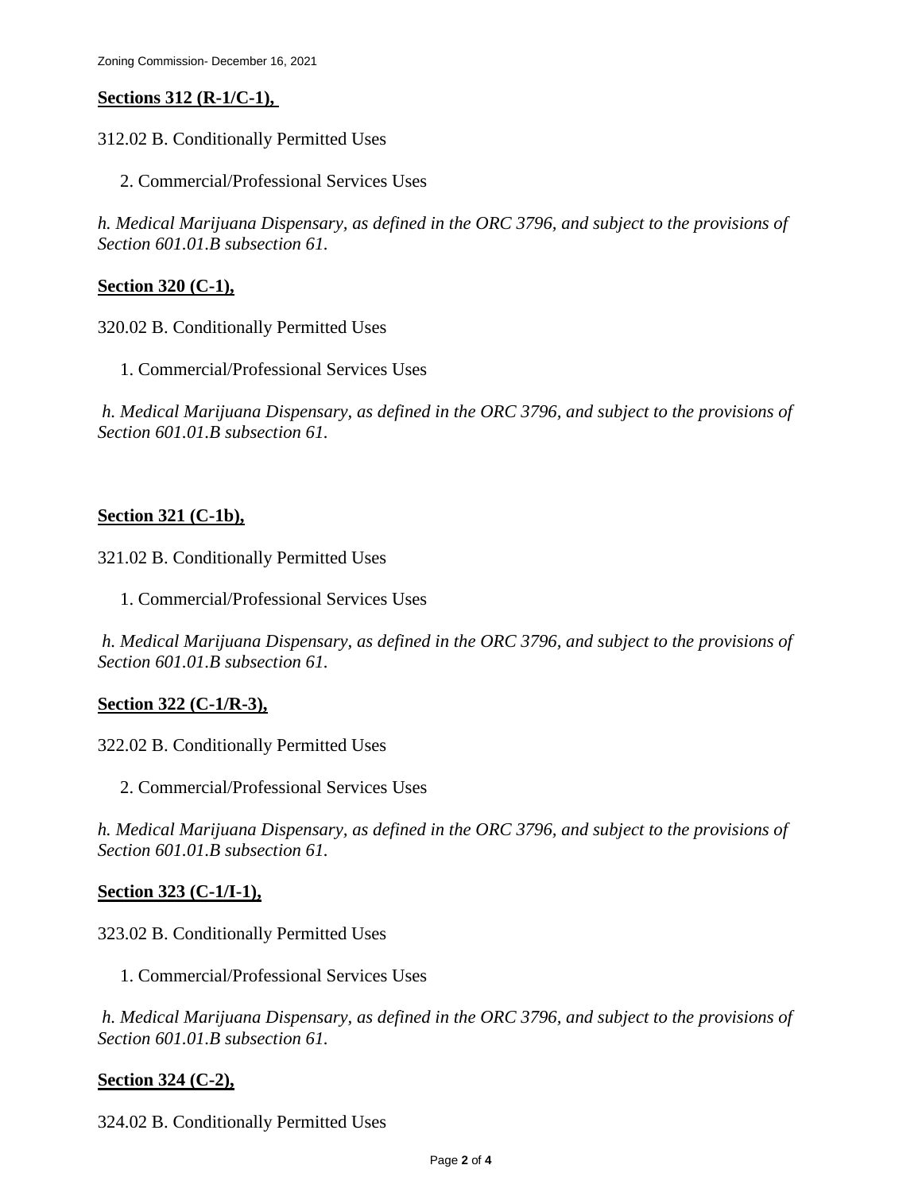**Sections 312 (R-1/C-1),**

312.02 B. Conditionally Permitted Uses

2. Commercial/Professional Services Uses

*h. Medical Marijuana Dispensary, as defined in the ORC 3796, and subject to the provisions of Section 601.01.B subsection 61.*

**Section 320 (C-1),**

320.02 B. Conditionally Permitted Uses

1. Commercial/Professional Services Uses

*h. Medical Marijuana Dispensary, as defined in the ORC 3796, and subject to the provisions of Section 601.01.B subsection 61.*

**Section 321 (C-1b),**

321.02 B. Conditionally Permitted Uses

1. Commercial/Professional Services Uses

*h. Medical Marijuana Dispensary, as defined in the ORC 3796, and subject to the provisions of Section 601.01.B subsection 61.*

**Section 322 (C-1/R-3),**

322.02 B. Conditionally Permitted Uses

2. Commercial/Professional Services Uses

*h. Medical Marijuana Dispensary, as defined in the ORC 3796, and subject to the provisions of Section 601.01.B subsection 61.*

**Section 323 (C-1/I-1),**

323.02 B. Conditionally Permitted Uses

1. Commercial/Professional Services Uses

*h. Medical Marijuana Dispensary, as defined in the ORC 3796, and subject to the provisions of Section 601.01.B subsection 61.*

**Section 324 (C-2),**

324.02 B. Conditionally Permitted Uses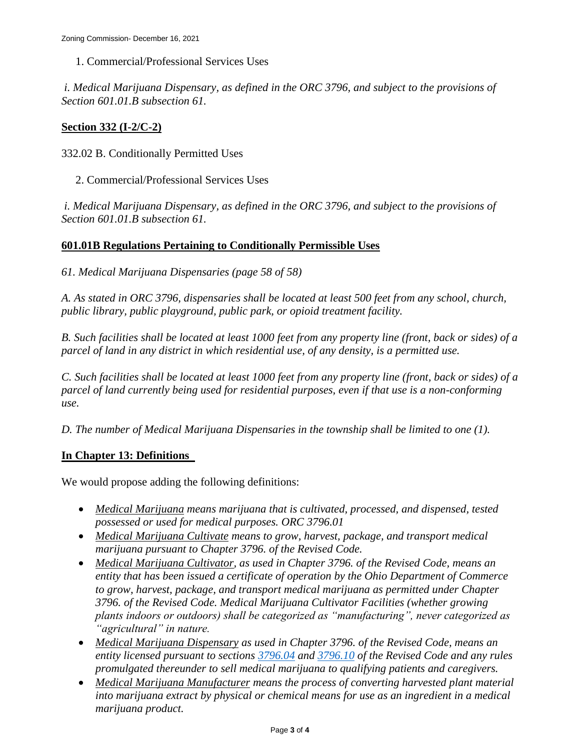1. Commercial/Professional Services Uses

*i. Medical Marijuana Dispensary, as defined in the ORC 3796, and subject to the provisions of Section 601.01.B subsection 61.*

**Section 332 (I-2/C-2)**

332.02 B. Conditionally Permitted Uses

2. Commercial/Professional Services Uses

*i. Medical Marijuana Dispensary, as defined in the ORC 3796, and subject to the provisions of Section 601.01.B subsection 61.*

**601.01B Regulations Pertaining to Conditionally Permissible Uses**

*61. Medical Marijuana Dispensaries (page 58 of 58)*

*A. As stated in ORC 3796, dispensaries shall be located at least 500 feet from any school, church, public library, public playground, public park, or opioid treatment facility.*

*B. Such facilities shall be located at least 1000 feet from any property line (front, back or sides) of a parcel of land in any district in which residential use, of any density, is a permitted use.*

*C. Such facilities shall be located at least 1000 feet from any property line (front, back or sides) of a parcel of land currently being used for residential purposes, even if that use is a non-conforming use.*

*D. The number of Medical Marijuana Dispensaries in the township shall be limited to one (1).*

**In Chapter 13: Definitions**

We would propose adding the following definitions:

- *Medical Marijuana means marijuana that is cultivated, processed, and dispensed, tested possessed or used for medical purposes. ORC 3796.01*
- *Medical Marijuana Cultivate means to grow, harvest, package, and transport medical marijuana pursuant to Chapter 3796. of the Revised Code.*
- *Medical Marijuana Cultivator, as used in Chapter 3796. of the Revised Code, means an entity that has been issued a certificate of operation by the Ohio Department of Commerce to grow, harvest, package, and transport medical marijuana as permitted under Chapter 3796. of the Revised Code. Medical Marijuana Cultivator Facilities (whether growing plants indoors or outdoors) shall be categorized as "manufacturing", never categorized as "agricultural" in nature.*
- *Medical Marijuana Dispensary as used in Chapter 3796. of the Revised Code, means an entity licensed pursuant to sections 3796.04 and 3796.10 of the Revised Code and any rules promulgated thereunder to sell medical marijuana to qualifying patients and caregivers.*
- *Medical Marijuana Manufacturer means the process of converting harvested plant material into marijuana extract by physical or chemical means for use as an ingredient in a medical marijuana product.*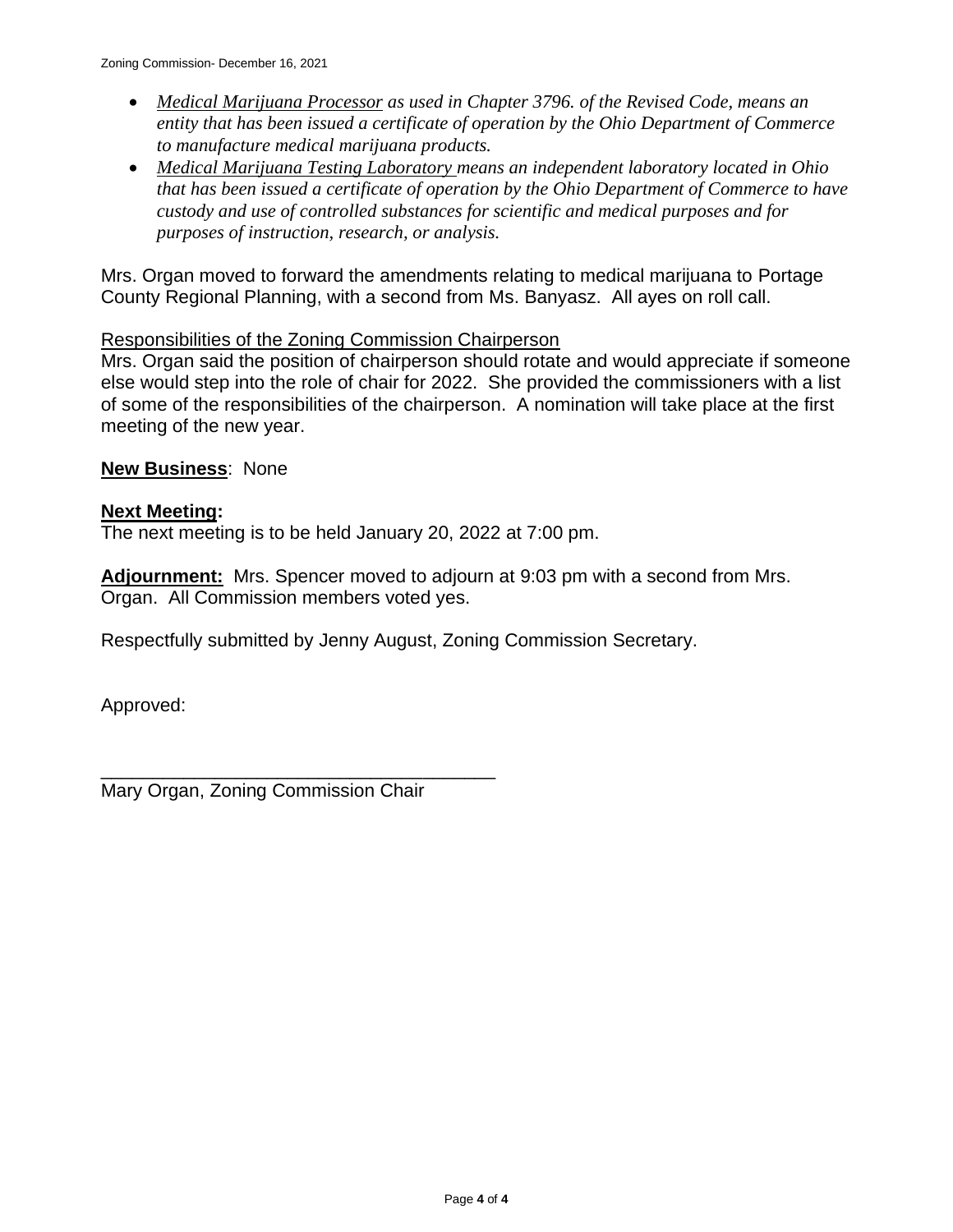- *<u>Medical Marijuana Processor</u> as used in Chapter 3796. of the Revised Code, means an entity that has been issued a certificate of operation by the Ohio Department of Commerce to manufacture medical marijuana products.*
- *<u>Medical Marijuana Testing Laboratory</u> means an independent laboratory located in Ohio that has been issued a certificate of operation by the Ohio Department of Commerce to have custody and use of controlled substances for scientific and medical purposes and for purposes of instruction, research, or analysis.*

Mrs. Organ moved to forward the amendments relating to medical marijuana to Portage County Regional Planning, with a second from Ms. Banyasz. All ayes on roll call.

<u>Responsibilities of the Zoning Commission Chairperson</u>
Mrs. Organ said the position of chairperson should rotate and would appreciate if someone else would step into the role of chair for 2022. She provided the commissioners with a list of some of the responsibilities of the chairperson. A nomination will take place at the first meeting of the new year.

**<u>New Business</u>**: None

**<u>Next Meeting</u>:**
The next meeting is to be held January 20, 2022 at 7:00 pm.

**<u>Adjournment:</u>** Mrs. Spencer moved to adjourn at 9:03 pm with a second from Mrs. Organ. All Commission members voted yes.

Respectfully submitted by Jenny August, Zoning Commission Secretary.

Approved:

_______________________________________
Mary Organ, Zoning Commission Chair